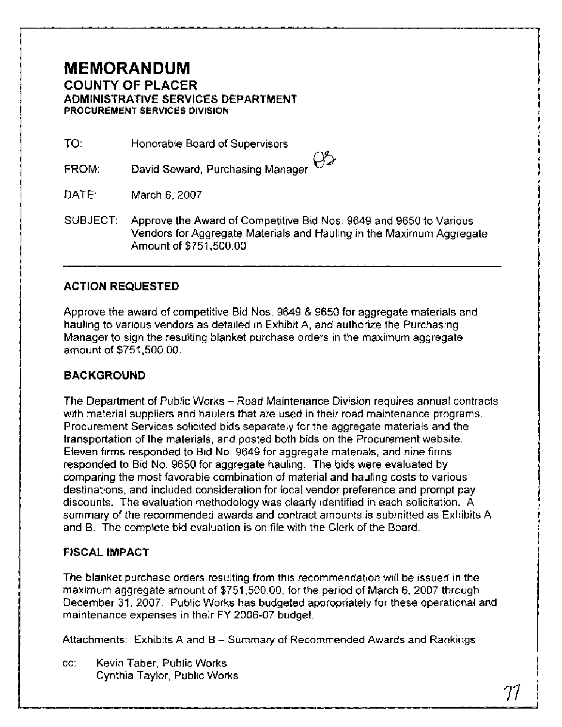# MEMORANDUM

## COUNTY OF PLACER

### ADMINISTRATIVE SERVICES DEPARTMENT

#### PROCUREMENT SERVICES DIVISION

TO: Honorable Board of Supervisors

FROM: David Seward, Purchasing Manager

DATE: March 6, 2007

SUBJECT: Approve the Award of Competitive Bid Nos. 9649 and 9650 to Various Vendors for Aggregate Materials and Hauling in the Maximum Aggregate Amount of $751,500.00

---

## ACTION REQUESTED

Approve the award of competitive Bid Nos. 9649 & 9650 for aggregate materials and hauling to various vendors as detailed in Exhibit A, and authorize the Purchasing Manager to sign the resulting blanket purchase orders in the maximum aggregate amount of $751,500.00.

## BACKGROUND

The Department of Public Works – Road Maintenance Division requires annual contracts with material suppliers and haulers that are used in their road maintenance programs. Procurement Services solicited bids separately for the aggregate materials and the transportation of the materials, and posted both bids on the Procurement website. Eleven firms responded to Bid No. 9649 for aggregate materials, and nine firms responded to Bid No. 9650 for aggregate hauling. The bids were evaluated by comparing the most favorable combination of material and hauling costs to various destinations, and included consideration for local vendor preference and prompt pay discounts. The evaluation methodology was clearly identified in each solicitation. A summary of the recommended awards and contract amounts is submitted as Exhibits A and B. The complete bid evaluation is on file with the Clerk of the Board.

## FISCAL IMPACT

The blanket purchase orders resulting from this recommendation will be issued in the maximum aggregate amount of $751,500.00, for the period of March 6, 2007 through December 31, 2007. Public Works has budgeted appropriately for these operational and maintenance expenses in their FY 2006-07 budget.

Attachments: Exhibits A and B – Summary of Recommended Awards and Rankings

cc: Kevin Taber, Public Works
Cynthia Taylor, Public Works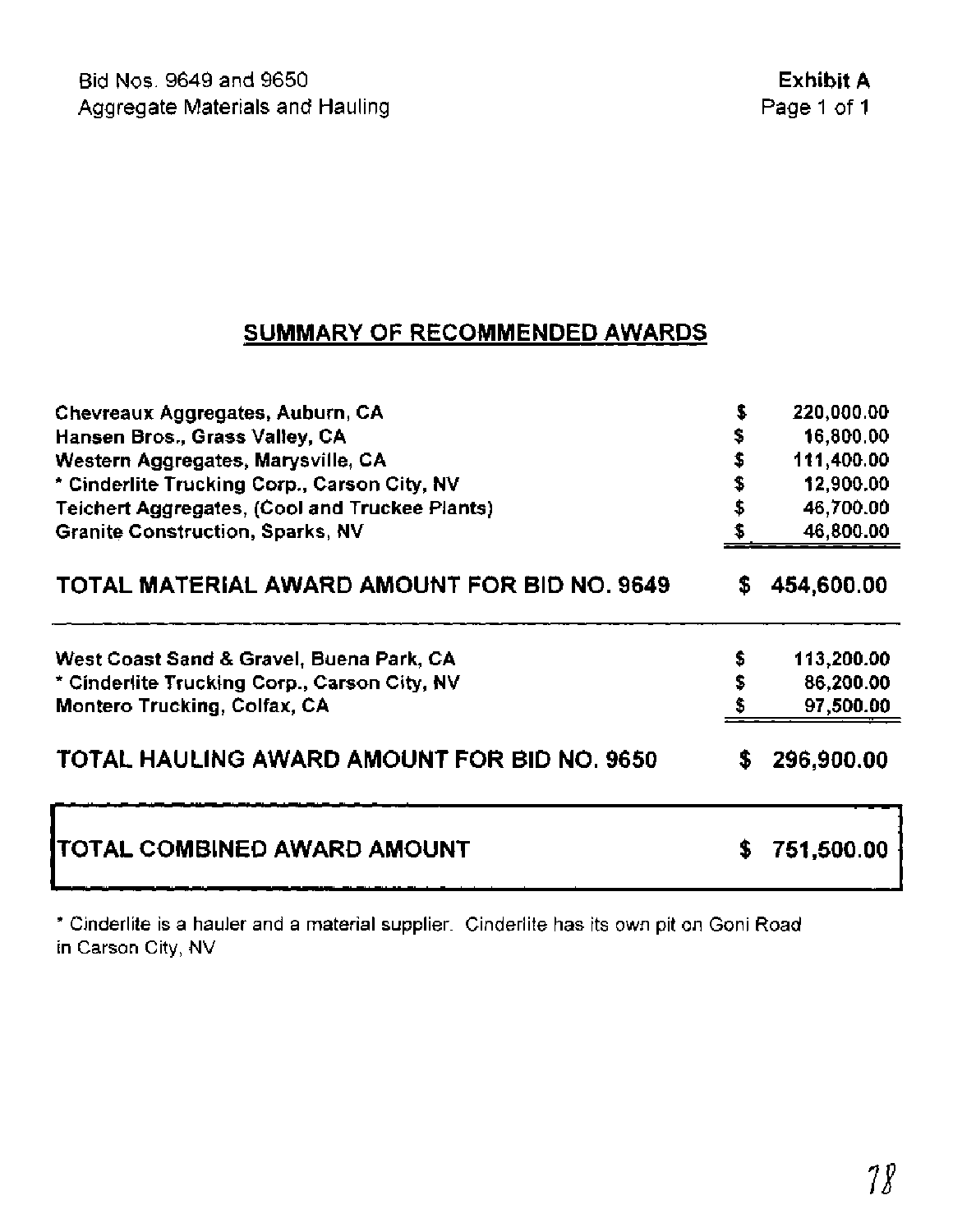Bid Nos. 9649 and 9650
Aggregate Materials and Hauling

**Exhibit A**

## SUMMARY OF RECOMMENDED AWARDS

| Vendor | Amount |
|---|---|
| **Chevreaux Aggregates, Auburn, CA** | **$ 220,000.00** |
| **Hansen Bros., Grass Valley, CA** | **$ 16,800.00** |
| **Western Aggregates, Marysville, CA** | **$ 111,400.00** |
| **\* Cinderlite Trucking Corp., Carson City, NV** | **$ 12,900.00** |
| **Teichert Aggregates, (Cool and Truckee Plants)** | **$ 46,700.00** |
| **Granite Construction, Sparks, NV** | **$ 46,800.00** |
| **TOTAL MATERIAL AWARD AMOUNT FOR BID NO. 9649** | **$ 454,600.00** |
| **West Coast Sand & Gravel, Buena Park, CA** | **$ 113,200.00** |
| **\* Cinderlite Trucking Corp., Carson City, NV** | **$ 86,200.00** |
| **Montero Trucking, Colfax, CA** | **$ 97,500.00** |
| **TOTAL HAULING AWARD AMOUNT FOR BID NO. 9650** | **$ 296,900.00** |
| **TOTAL COMBINED AWARD AMOUNT** | **$ 751,500.00** |

\* Cinderlite is a hauler and a material supplier. Cinderlite has its own pit on Goni Road in Carson City, NV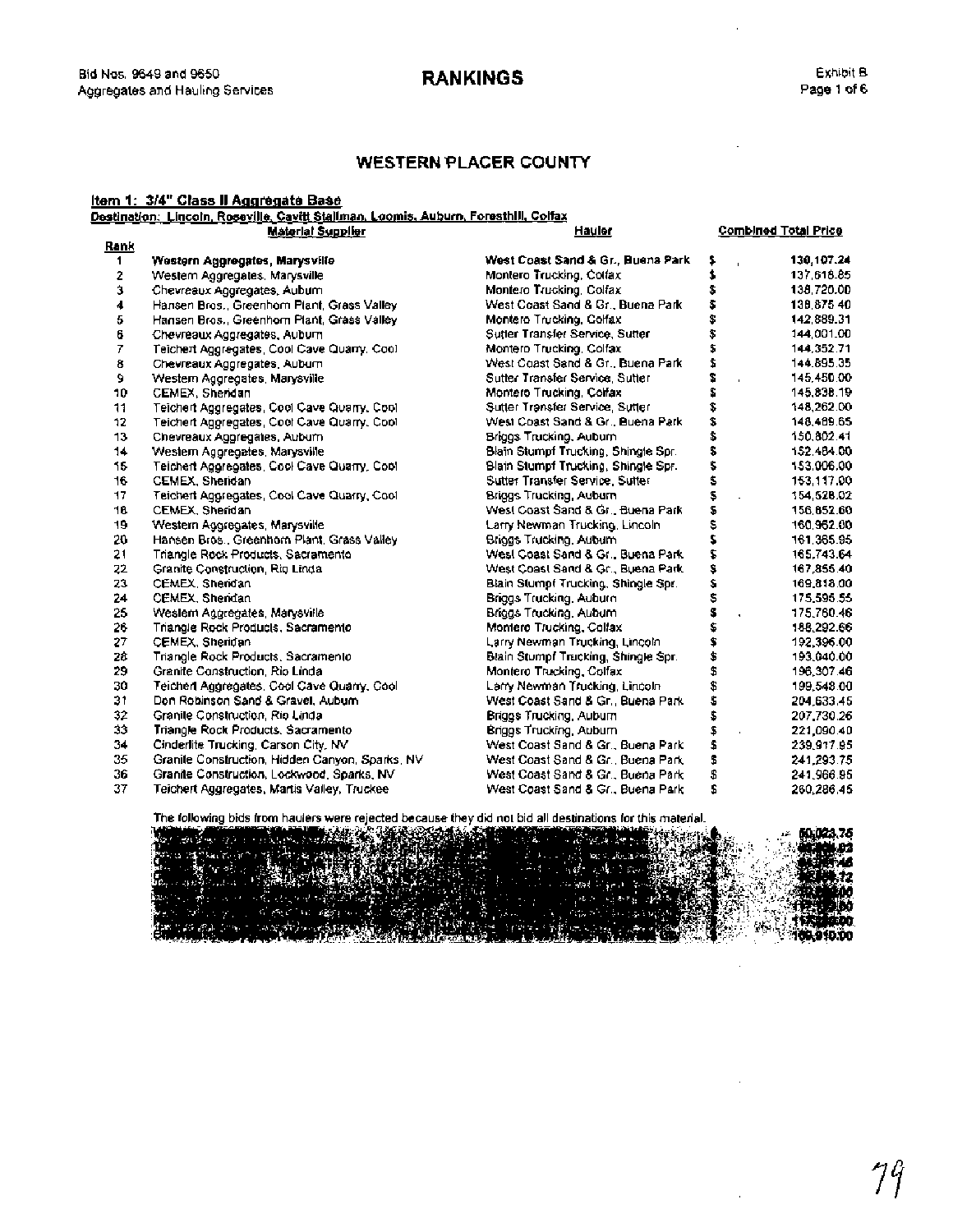Bid Nos. 9649 and 9650
Aggregates and Hauling Services

# RANKINGS

Exhibit B

## WESTERN PLACER COUNTY

**Item 1: 3/4" Class II Aggregate Base**

**Destination: Lincoln, Roseville, Cavitt Stallman, Loomis, Auburn, Foresthill, Colfax**

| Rank | Material Supplier | Hauler | Combined Total Price |
|---|---|---|---|
| 1 | **Western Aggregates, Marysville** | **West Coast Sand & Gr., Buena Park** | **$ 130,107.24** |
| 2 | Western Aggregates, Marysville | Montero Trucking, Colfax | $ 137,618.85 |
| 3 | Chevreaux Aggregates, Auburn | Montero Trucking, Colfax | $ 138,720.00 |
| 4 | Hansen Bros., Greenhorn Plant, Grass Valley | West Coast Sand & Gr., Buena Park | $ 139,875.40 |
| 5 | Hansen Bros., Greenhorn Plant, Grass Valley | Montero Trucking, Colfax | $ 142,889.31 |
| 6 | Chevreaux Aggregates, Auburn | Sutter Transfer Service, Sutter | $ 144,001.00 |
| 7 | Teichert Aggregates, Cool Cave Quarry, Cool | Montero Trucking, Colfax | $ 144,352.71 |
| 8 | Chevreaux Aggregates, Auburn | West Coast Sand & Gr., Buena Park | $ 144,895.35 |
| 9 | Western Aggregates, Marysville | Sutter Transfer Service, Sutter | $ 145,450.00 |
| 10 | CEMEX, Sheridan | Montero Trucking, Colfax | $ 145,838.19 |
| 11 | Teichert Aggregates, Cool Cave Quarry, Cool | Sutter Transfer Service, Sutter | $ 148,262.00 |
| 12 | Teichert Aggregates, Cool Cave Quarry, Cool | West Coast Sand & Gr., Buena Park | $ 148,489.65 |
| 13 | Chevreaux Aggregates, Auburn | Briggs Trucking, Auburn | $ 150,802.41 |
| 14 | Western Aggregates, Marysville | Blain Stumpf Trucking, Shingle Spr. | $ 152,484.00 |
| 15 | Teichert Aggregates, Cool Cave Quarry, Cool | Blain Stumpf Trucking, Shingle Spr. | $ 153,006.00 |
| 16 | CEMEX, Sheridan | Sutter Transfer Service, Sutter | $ 153,117.00 |
| 17 | Teichert Aggregates, Cool Cave Quarry, Cool | Briggs Trucking, Auburn | $ 154,528.02 |
| 18 | CEMEX, Sheridan | West Coast Sand & Gr., Buena Park | $ 156,852.60 |
| 19 | Western Aggregates, Marysville | Larry Newman Trucking, Lincoln | $ 160,962.00 |
| 20 | Hansen Bros., Greenhorn Plant, Grass Valley | Briggs Trucking, Auburn | $ 161,365.95 |
| 21 | Triangle Rock Products, Sacramento | West Coast Sand & Gr., Buena Park | $ 165,743.64 |
| 22 | Granite Construction, Rio Linda | West Coast Sand & Gr., Buena Park | $ 167,855.40 |
| 23 | CEMEX, Sheridan | Blain Stumpf Trucking, Shingle Spr. | $ 169,818.00 |
| 24 | CEMEX, Sheridan | Briggs Trucking, Auburn | $ 175,595.55 |
| 25 | Western Aggregates, Marysville | Briggs Trucking, Auburn | $ 175,760.46 |
| 26 | Triangle Rock Products, Sacramento | Montero Trucking, Colfax | $ 188,292.66 |
| 27 | CEMEX, Sheridan | Larry Newman Trucking, Lincoln | $ 192,396.00 |
| 28 | Triangle Rock Products, Sacramento | Blain Stumpf Trucking, Shingle Spr. | $ 193,040.00 |
| 29 | Granite Construction, Rio Linda | Montero Trucking, Colfax | $ 196,307.46 |
| 30 | Teichert Aggregates, Cool Cave Quarry, Cool | Larry Newman Trucking, Lincoln | $ 199,548.00 |
| 31 | Don Robinson Sand & Gravel, Auburn | West Coast Sand & Gr., Buena Park | $ 204,633.45 |
| 32 | Granite Construction, Rio Linda | Briggs Trucking, Auburn | $ 207,730.26 |
| 33 | Triangle Rock Products, Sacramento | Briggs Trucking, Auburn | $ 221,090.40 |
| 34 | Cinderlite Trucking, Carson City, NV | West Coast Sand & Gr., Buena Park | $ 239,917.95 |
| 35 | Granite Construction, Hidden Canyon, Sparks, NV | West Coast Sand & Gr., Buena Park | $ 241,293.75 |
| 36 | Granite Construction, Lockwood, Sparks, NV | West Coast Sand & Gr., Buena Park | $ 241,966.95 |
| 37 | Teichert Aggregates, Martis Valley, Truckee | West Coast Sand & Gr., Buena Park | $ 260,286.45 |

The following bids from haulers were rejected because they did not bid all destinations for this material.

| | | |
|---|---|---|
| [redacted] | [redacted] | $ 60,023.75 |
| [redacted] | [redacted] | [redacted] |
| [redacted] | [redacted] | [redacted] |
| [redacted] | [redacted] | [redacted] |
| [redacted] | [redacted] | [redacted] |
| [redacted] | [redacted] | [redacted] |
| [redacted] | [redacted] | [redacted] |
| [redacted] | [redacted] | $ 160,910.00 |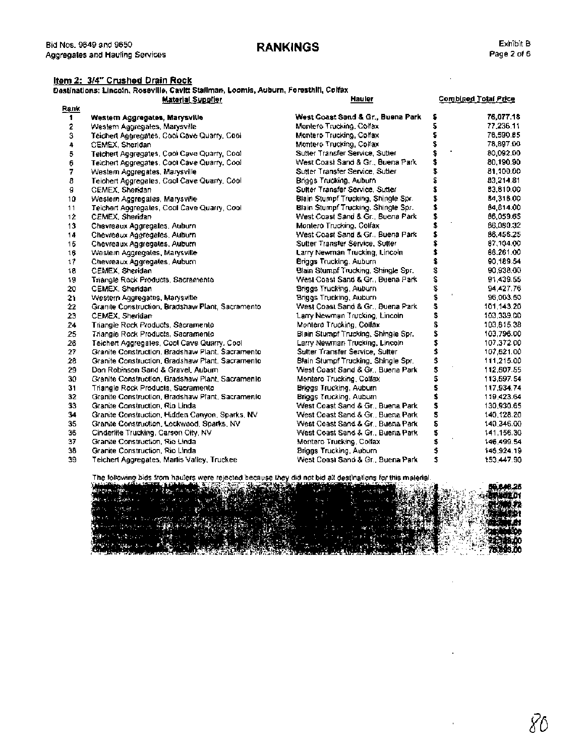## Item 2: 3/4" Crushed Drain Rock

**Destinations: Lincoln, Roseville, Cavitt Stallman, Loomis, Auburn, Foresthill, Colfax**

| Rank | Material Supplier | Hauler | Combined Total Price |
|---|---|---|---|
| **1** | **Western Aggregates, Marysville** | **West Coast Sand & Gr., Buena Park** | **$ 76,077.18** |
| 2 | Western Aggregates, Marysville | Montero Trucking, Colfax | $ 77,236.11 |
| 3 | Teichert Aggregates, Cool Cave Quarry, Cool | Montero Trucking, Colfax | $ 78,590.85 |
| 4 | CEMEX, Sheridan | Montero Trucking, Colfax | $ 78,897.00 |
| 5 | Teichert Aggregates, Cool Cave Quarry, Cool | Sutter Transfer Service, Sutter | $ 80,092.00 |
| 6 | Teichert Aggregates, Cool Cave Quarry, Cool | West Coast Sand & Gr., Buena Park | $ 80,190.90 |
| 7 | Western Aggregates, Marysville | Sutter Transfer Service, Sutter | $ 81,100.00 |
| 8 | Teichert Aggregates, Cool Cave Quarry, Cool | Briggs Trucking, Auburn | $ 83,214.81 |
| 9 | CEMEX, Sheridan | Sutter Transfer Service, Sutter | $ 83,810.00 |
| 10 | Western Aggregates, Marysville | Blain Stumpf Trucking, Shingle Spr. | $ 84,316.00 |
| 11 | Teichert Aggregates, Cool Cave Quarry, Cool | Blain Stumpf Trucking, Shingle Spr. | $ 84,814.00 |
| 12 | CEMEX, Sheridan | West Coast Sand & Gr., Buena Park | $ 86,059.65 |
| 13 | Chevreaux Aggregates, Auburn | Montero Trucking, Colfax | $ 86,080.32 |
| 14 | Chevreaux Aggregates, Auburn | West Coast Sand & Gr., Buena Park | $ 86,456.25 |
| 15 | Chevreaux Aggregates, Auburn | Sutter Transfer Service, Sutter | $ 87,104.00 |
| 16 | Western Aggregates, Marysville | Larry Newman Trucking, Lincoln | $ 88,261.00 |
| 17 | Chevreaux Aggregates, Auburn | Briggs Trucking, Auburn | $ 90,189.54 |
| 18 | CEMEX, Sheridan | Blain Stumpf Trucking, Shingle Spr. | $ 90,938.00 |
| 19 | Triangle Rock Products, Sacramento | West Coast Sand & Gr., Buena Park | $ 91,439.55 |
| 20 | CEMEX, Sheridan | Briggs Trucking, Auburn | $ 94,427.76 |
| 21 | Western Aggregates, Marysville | Briggs Trucking, Auburn | $ 96,003.60 |
| 22 | Granite Construction, Bradshaw Plant, Sacramento | West Coast Sand & Gr., Buena Park | $ 101,143.20 |
| 23 | CEMEX, Sheridan | Larry Newman Trucking, Lincoln | $ 103,339.00 |
| 24 | Triangle Rock Products, Sacramento | Montero Trucking, Colfax | $ 103,615.38 |
| 25 | Triangle Rock Products, Sacramento | Blain Stumpf Trucking, Shingle Spr. | $ 103,796.00 |
| 26 | Teichert Aggregates, Cool Cave Quarry, Cool | Larry Newman Trucking, Lincoln | $ 107,372.00 |
| 27 | Granite Construction, Bradshaw Plant, Sacramento | Sutter Transfer Service, Sutter | $ 107,621.00 |
| 28 | Granite Construction, Bradshaw Plant, Sacramento | Blain Stumpf Trucking, Shingle Spr. | $ 111,215.00 |
| 29 | Don Robinson Sand & Gravel, Auburn | West Coast Sand & Gr., Buena Park | $ 112,607.55 |
| 30 | Granite Construction, Bradshaw Plant, Sacramento | Montero Trucking, Colfax | $ 113,697.54 |
| 31 | Triangle Rock Products, Sacramento | Briggs Trucking, Auburn | $ 117,934.74 |
| 32 | Granite Construction, Bradshaw Plant, Sacramento | Briggs Trucking, Auburn | $ 119,423.64 |
| 33 | Granite Construction, Rio Linda | West Coast Sand & Gr., Buena Park | $ 130,930.65 |
| 34 | Granite Construction, Hidden Canyon, Sparks, NV | West Coast Sand & Gr., Buena Park | $ 140,128.20 |
| 35 | Granite Construction, Lockwood, Sparks, NV | West Coast Sand & Gr., Buena Park | $ 140,346.00 |
| 36 | Cinderlite Trucking, Carson City, NV | West Coast Sand & Gr., Buena Park | $ 141,156.30 |
| 37 | Granite Construction, Rio Linda | Montero Trucking, Colfax | $ 146,499.54 |
| 38 | Granite Construction, Rio Linda | Briggs Trucking, Auburn | $ 146,924.19 |
| 39 | Teichert Aggregates, Martis Valley, Truckee | West Coast Sand & Gr., Buena Park | $ 153,447.90 |

The following bids from haulers were rejected because they did not bid all destinations for this material.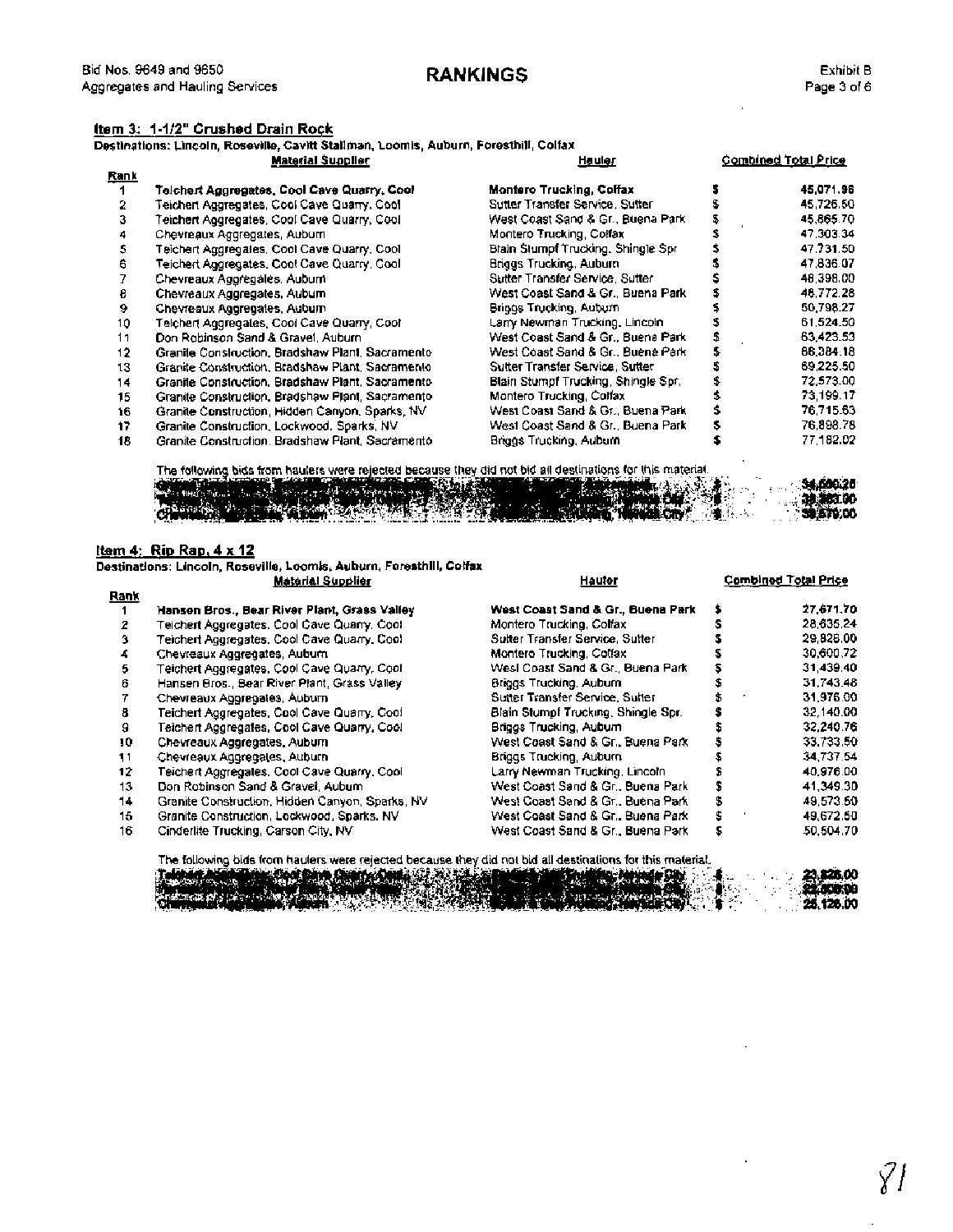**Item 3: 1-1/2" Crushed Drain Rock**

**Destinations: Lincoln, Roseville, Cavitt Stallman, Loomis, Auburn, Foresthill, Colfax**

| Rank | Material Supplier | Hauler | Combined Total Price |
|---|---|---|---|
| **1** | **Teichert Aggregates, Cool Cave Quarry, Cool** | **Montero Trucking, Colfax** | **$ 45,071.96** |
| 2 | Teichert Aggregates, Cool Cave Quarry, Cool | Sutter Transfer Service, Sutter | $ 45,726.50 |
| 3 | Teichert Aggregates, Cool Cave Quarry, Cool | West Coast Sand & Gr., Buena Park | $ 45,865.70 |
| 4 | Chevreaux Aggregates, Auburn | Montero Trucking, Colfax | $ 47,303.34 |
| 5 | Teichert Aggregates, Cool Cave Quarry, Cool | Blain Stumpf Trucking, Shingle Spr | $ 47,731.50 |
| 6 | Teichert Aggregates, Cool Cave Quarry, Cool | Briggs Trucking, Auburn | $ 47,836.07 |
| 7 | Chevreaux Aggregates, Auburn | Sutter Transfer Service, Sutter | $ 48,398.00 |
| 8 | Chevreaux Aggregates, Auburn | West Coast Sand & Gr., Buena Park | $ 48,772.28 |
| 9 | Chevreaux Aggregates, Auburn | Briggs Trucking, Auburn | $ 50,798.27 |
| 10 | Teichert Aggregates, Cool Cave Quarry, Cool | Larry Newman Trucking, Lincoln | $ 61,524.50 |
| 11 | Don Robinson Sand & Gravel, Auburn | West Coast Sand & Gr., Buena Park | $ 63,423.53 |
| 12 | Granite Construction, Bradshaw Plant, Sacramento | West Coast Sand & Gr., Buena Park | $ 66,384.18 |
| 13 | Granite Construction, Bradshaw Plant, Sacramento | Sutter Transfer Service, Sutter | $ 69,225.50 |
| 14 | Granite Construction, Bradshaw Plant, Sacramento | Blain Stumpf Trucking, Shingle Spr. | $ 72,573.00 |
| 15 | Granite Construction, Bradshaw Plant, Sacramento | Montero Trucking, Colfax | $ 73,199.17 |
| 16 | Granite Construction, Hidden Canyon, Sparks, NV | West Coast Sand & Gr., Buena Park | $ 76,715.63 |
| 17 | Granite Construction, Lockwood, Sparks, NV | West Coast Sand & Gr., Buena Park | $ 76,898.78 |
| 18 | Granite Construction, Bradshaw Plant, Sacramento | Briggs Trucking, Auburn | $ 77,182.02 |

The following bids from haulers were rejected because they did not bid all destinations for this material.

| Material Supplier | Hauler | Combined Total Price |
|---|---|---|
| [redacted] | [redacted] | $ 34,000.28 |
| [redacted] | [redacted] City | $ 38,363.00 |
| Chevreaux [redacted] | [redacted] City | $ 38,578.00 |

**Item 4: Rip Rap, 4 x 12**

**Destinations: Lincoln, Roseville, Loomis, Auburn, Foresthill, Colfax**

| Rank | Material Supplier | Hauler | Combined Total Price |
|---|---|---|---|
| **1** | **Hansen Bros., Bear River Plant, Grass Valley** | **West Coast Sand & Gr., Buena Park** | **$ 27,671.70** |
| 2 | Teichert Aggregates, Cool Cave Quarry, Cool | Montero Trucking, Colfax | $ 28,635.24 |
| 3 | Teichert Aggregates, Cool Cave Quarry, Cool | Sutter Transfer Service, Sutter | $ 29,826.00 |
| 4 | Chevreaux Aggregates, Auburn | Montero Trucking, Colfax | $ 30,600.72 |
| 5 | Teichert Aggregates, Cool Cave Quarry, Cool | West Coast Sand & Gr., Buena Park | $ 31,439.40 |
| 6 | Hansen Bros., Bear River Plant, Grass Valley | Briggs Trucking, Auburn | $ 31,743.48 |
| 7 | Chevreaux Aggregates, Auburn | Sutter Transfer Service, Sutter | $ 31,976.00 |
| 8 | Teichert Aggregates, Cool Cave Quarry, Cool | Blain Stumpf Trucking, Shingle Spr. | $ 32,140.00 |
| 9 | Teichert Aggregates, Cool Cave Quarry, Cool | Briggs Trucking, Auburn | $ 32,240.76 |
| 10 | Chevreaux Aggregates, Auburn | West Coast Sand & Gr., Buena Park | $ 33,733.50 |
| 11 | Chevreaux Aggregates, Auburn | Briggs Trucking, Auburn | $ 34,737.54 |
| 12 | Teichert Aggregates, Cool Cave Quarry, Cool | Larry Newman Trucking, Lincoln | $ 40,976.00 |
| 13 | Don Robinson Sand & Gravel, Auburn | West Coast Sand & Gr., Buena Park | $ 41,349.30 |
| 14 | Granite Construction, Hidden Canyon, Sparks, NV | West Coast Sand & Gr., Buena Park | $ 49,573.50 |
| 15 | Granite Construction, Lockwood, Sparks, NV | West Coast Sand & Gr., Buena Park | $ 49,672.50 |
| 16 | Cinderlite Trucking, Carson City, NV | West Coast Sand & Gr., Buena Park | $ 50,504.70 |

The following bids from haulers were rejected because they did not bid all destinations for this material.

| Material Supplier | Hauler | Combined Total Price |
|---|---|---|
| Teichert [redacted] Cool Cave Quarry, Cool | [redacted] City | $ 23,826.00 |
| [redacted] | [redacted] City | $ 22,508.00 |
| Chevreaux Aggregates, Auburn | [redacted] City | $ 25,126.00 |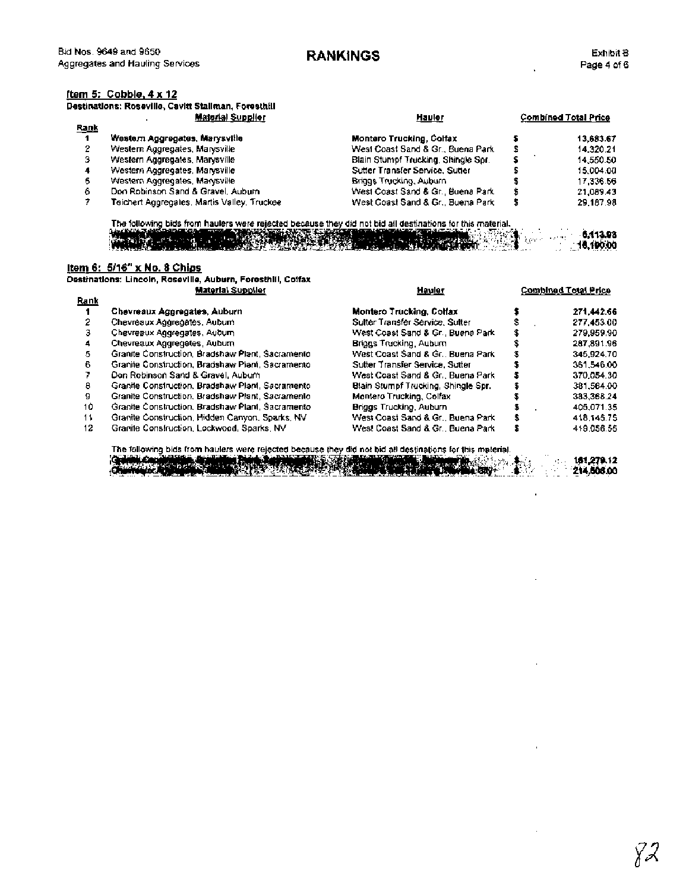Bid Nos. 9649 and 9650
Aggregates and Hauling Services

# RANKINGS

Exhibit B

## Item 5: Cobble, 4 x 12

**Destinations: Roseville, Cavitt Stallman, Foresthill**

| Rank | Material Supplier | Hauler | Combined Total Price |
|---|---|---|---|
| **1** | **Western Aggregates, Marysville** | **Montero Trucking, Colfax** | **$ 13,683.67** |
| 2 | Western Aggregates, Marysville | West Coast Sand & Gr., Buena Park | $ 14,320.21 |
| 3 | Western Aggregates, Marysville | Blain Stumpf Trucking, Shingle Spr. | $ 14,550.50 |
| 4 | Western Aggregates, Marysville | Sutter Transfer Service, Sutter | $ 15,004.00 |
| 5 | Western Aggregates, Marysville | Briggs Trucking, Auburn | $ 17,336.56 |
| 6 | Don Robinson Sand & Gravel, Auburn | West Coast Sand & Gr., Buena Park | $ 21,089.43 |
| 7 | Teichert Aggregates, Martis Valley, Truckee | West Coast Sand & Gr., Buena Park | $ 29,187.98 |

The following bids from haulers were rejected because they did not bid all destinations for this material.

| Material Supplier | Hauler | Combined Total Price |
|---|---|---|
| Western Aggregates, ... | ... | $ 6,113.93 |
| Western Aggregates, ... | ... | $ 16,190.00 |

## Item 6: 5/16" x No. 8 Chips

**Destinations: Lincoln, Roseville, Auburn, Foresthill, Colfax**

| Rank | Material Supplier | Hauler | Combined Total Price |
|---|---|---|---|
| **1** | **Chevreaux Aggregates, Auburn** | **Montero Trucking, Colfax** | **$ 271,442.66** |
| 2 | Chevreaux Aggregates, Auburn | Sutter Transfer Service, Sutter | $ 277,453.00 |
| 3 | Chevreaux Aggregates, Auburn | West Coast Sand & Gr., Buena Park | $ 279,959.90 |
| 4 | Chevreaux Aggregates, Auburn | Briggs Trucking, Auburn | $ 287,891.96 |
| 5 | Granite Construction, Bradshaw Plant, Sacramento | West Coast Sand & Gr., Buena Park | $ 345,924.70 |
| 6 | Granite Construction, Bradshaw Plant, Sacramento | Sutter Transfer Service, Sutter | $ 361,546.00 |
| 7 | Don Robinson Sand & Gravel, Auburn | West Coast Sand & Gr., Buena Park | $ 370,054.30 |
| 8 | Granite Construction, Bradshaw Plant, Sacramento | Blain Stumpf Trucking, Shingle Spr. | $ 381,564.00 |
| 9 | Granite Construction, Bradshaw Plant, Sacramento | Montero Trucking, Colfax | $ 383,368.24 |
| 10 | Granite Construction, Bradshaw Plant, Sacramento | Briggs Trucking, Auburn | $ 405,071.35 |
| 11 | Granite Construction, Hidden Canyon, Sparks, NV | West Coast Sand & Gr., Buena Park | $ 418,145.75 |
| 12 | Granite Construction, Lockwood, Sparks, NV | West Coast Sand & Gr., Buena Park | $ 419,056.55 |

The following bids from haulers were rejected because they did not bid all destinations for this material.

| Material Supplier | Hauler | Combined Total Price |
|---|---|---|
| Granite Construction, ... | ... | $ 181,279.12 |
| Chevreaux Aggregates, ... | ... | $ 214,508.00 |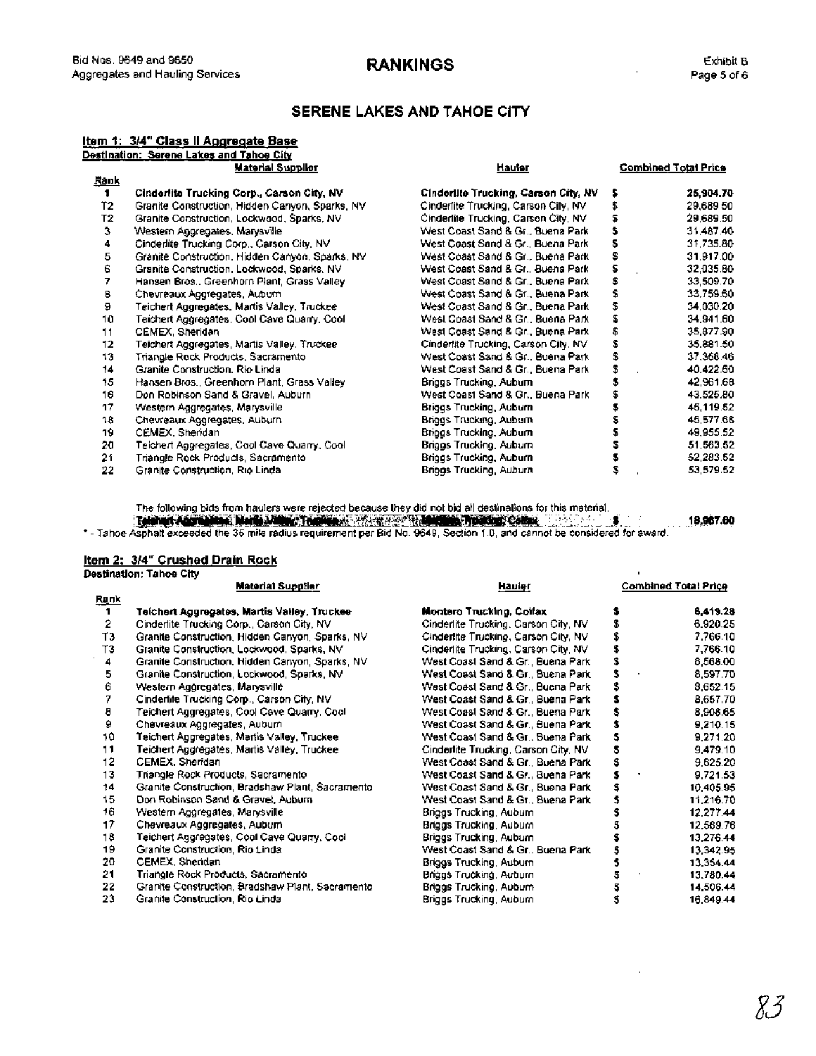Bid Nos. 9649 and 9650
Aggregates and Hauling Services

# RANKINGS

Exhibit B

## SERENE LAKES AND TAHOE CITY

### Item 1: 3/4" Class II Aggregate Base

**Destination: Serene Lakes and Tahoe City**

| Rank | Material Supplier | Hauler | Combined Total Price |
|---|---|---|---|
| **1** | **Cinderlite Trucking Corp., Carson City, NV** | **Cinderlite Trucking, Carson City, NV** | **$ 25,904.70** |
| T2 | Granite Construction, Hidden Canyon, Sparks, NV | Cinderlite Trucking, Carson City, NV | $ 29,689.50 |
| T2 | Granite Construction, Lockwood, Sparks, NV | Cinderlite Trucking, Carson City, NV | $ 29,689.50 |
| 3 | Western Aggregates, Marysville | West Coast Sand & Gr., Buena Park | $ 31,487.40 |
| 4 | Cinderlite Trucking Corp., Carson City, NV | West Coast Sand & Gr., Buena Park | $ 31,735.80 |
| 5 | Granite Construction, Hidden Canyon, Sparks, NV | West Coast Sand & Gr., Buena Park | $ 31,917.00 |
| 6 | Granite Construction, Lockwood, Sparks, NV | West Coast Sand & Gr., Buena Park | $ 32,035.80 |
| 7 | Hansen Bros., Greenhorn Plant, Grass Valley | West Coast Sand & Gr., Buena Park | $ 33,509.70 |
| 8 | Chevreaux Aggregates, Auburn | West Coast Sand & Gr., Buena Park | $ 33,759.60 |
| 9 | Teichert Aggregates, Martis Valley, Truckee | West Coast Sand & Gr., Buena Park | $ 34,030.20 |
| 10 | Teichert Aggregates, Cool Cave Quarry, Cool | West Coast Sand & Gr., Buena Park | $ 34,941.60 |
| 11 | CEMEX, Sheridan | West Coast Sand & Gr., Buena Park | $ 35,877.90 |
| 12 | Teichert Aggregates, Martis Valley, Truckee | Cinderlite Trucking, Carson City, NV | $ 35,881.50 |
| 13 | Triangle Rock Products, Sacramento | West Coast Sand & Gr., Buena Park | $ 37,366.46 |
| 14 | Granite Construction, Rio Linda | West Coast Sand & Gr., Buena Park | $ 40,422.60 |
| 15 | Hansen Bros., Greenhorn Plant, Grass Valley | Briggs Trucking, Auburn | $ 42,961.68 |
| 16 | Don Robinson Sand & Gravel, Auburn | West Coast Sand & Gr., Buena Park | $ 43,525.80 |
| 17 | Western Aggregates, Marysville | Briggs Trucking, Auburn | $ 45,119.52 |
| 18 | Chevreaux Aggregates, Auburn | Briggs Trucking, Auburn | $ 46,577.68 |
| 19 | CEMEX, Sheridan | Briggs Trucking, Auburn | $ 49,955.52 |
| 20 | Teichert Aggregates, Cool Cave Quarry, Cool | Briggs Trucking, Auburn | $ 51,563.52 |
| 21 | Triangle Rock Products, Sacramento | Briggs Trucking, Auburn | $ 52,283.52 |
| 22 | Granite Construction, Rio Linda | Briggs Trucking, Auburn | $ 53,579.52 |

The following bids from haulers were rejected because they did not bid all destinations for this material.

| | | | |
|---|---|---|---|
| | Teichert Aggregates, Martis Valley, Truckee | Montero Trucking, Colfax | $ 18,967.60 |

\* - Tahoe Asphalt exceeded the 35 mile radius requirement per Bid No. 9649, Section 1.0, and cannot be considered for award.

### Item 2: 3/4" Crushed Drain Rock

**Destination: Tahoe City**

| Rank | Material Supplier | Hauler | Combined Total Price |
|---|---|---|---|
| **1** | **Teichert Aggregates, Martis Valley, Truckee** | **Montero Trucking, Colfax** | **$ 6,419.28** |
| 2 | Cinderlite Trucking Corp., Carson City, NV | Cinderlite Trucking, Carson City, NV | $ 6,920.25 |
| T3 | Granite Construction, Hidden Canyon, Sparks, NV | Cinderlite Trucking, Carson City, NV | $ 7,766.10 |
| T3 | Granite Construction, Lockwood, Sparks, NV | Cinderlite Trucking, Carson City, NV | $ 7,766.10 |
| 4 | Granite Construction, Hidden Canyon, Sparks, NV | West Coast Sand & Gr., Buena Park | $ 8,568.00 |
| 5 | Granite Construction, Lockwood, Sparks, NV | West Coast Sand & Gr., Buena Park | $ 8,597.70 |
| 6 | Western Aggregates, Marysville | West Coast Sand & Gr., Buena Park | $ 8,652.15 |
| 7 | Cinderlite Trucking Corp., Carson City, NV | West Coast Sand & Gr., Buena Park | $ 8,657.70 |
| 8 | Teichert Aggregates, Cool Cave Quarry, Cool | West Coast Sand & Gr., Buena Park | $ 8,908.65 |
| 9 | Chevreaux Aggregates, Auburn | West Coast Sand & Gr., Buena Park | $ 9,210.15 |
| 10 | Teichert Aggregates, Martis Valley, Truckee | West Coast Sand & Gr., Buena Park | $ 9,271.20 |
| 11 | Teichert Aggregates, Martis Valley, Truckee | Cinderlite Trucking, Carson City, NV | $ 9,479.10 |
| 12 | CEMEX, Sheridan | West Coast Sand & Gr., Buena Park | $ 9,625.20 |
| 13 | Triangle Rock Products, Sacramento | West Coast Sand & Gr., Buena Park | $ 9,721.53 |
| 14 | Granite Construction, Bradshaw Plant, Sacramento | West Coast Sand & Gr., Buena Park | $ 10,405.95 |
| 15 | Don Robinson Sand & Gravel, Auburn | West Coast Sand & Gr., Buena Park | $ 11,216.70 |
| 16 | Western Aggregates, Marysville | Briggs Trucking, Auburn | $ 12,277.44 |
| 17 | Chevreaux Aggregates, Auburn | Briggs Trucking, Auburn | $ 12,569.76 |
| 18 | Teichert Aggregates, Cool Cave Quarry, Cool | Briggs Trucking, Auburn | $ 13,276.44 |
| 19 | Granite Construction, Rio Linda | West Coast Sand & Gr., Buena Park | $ 13,342.95 |
| 20 | CEMEX, Sheridan | Briggs Trucking, Auburn | $ 13,354.44 |
| 21 | Triangle Rock Products, Sacramento | Briggs Trucking, Auburn | $ 13,780.44 |
| 22 | Granite Construction, Bradshaw Plant, Sacramento | Briggs Trucking, Auburn | $ 14,506.44 |
| 23 | Granite Construction, Rio Linda | Briggs Trucking, Auburn | $ 16,849.44 |

83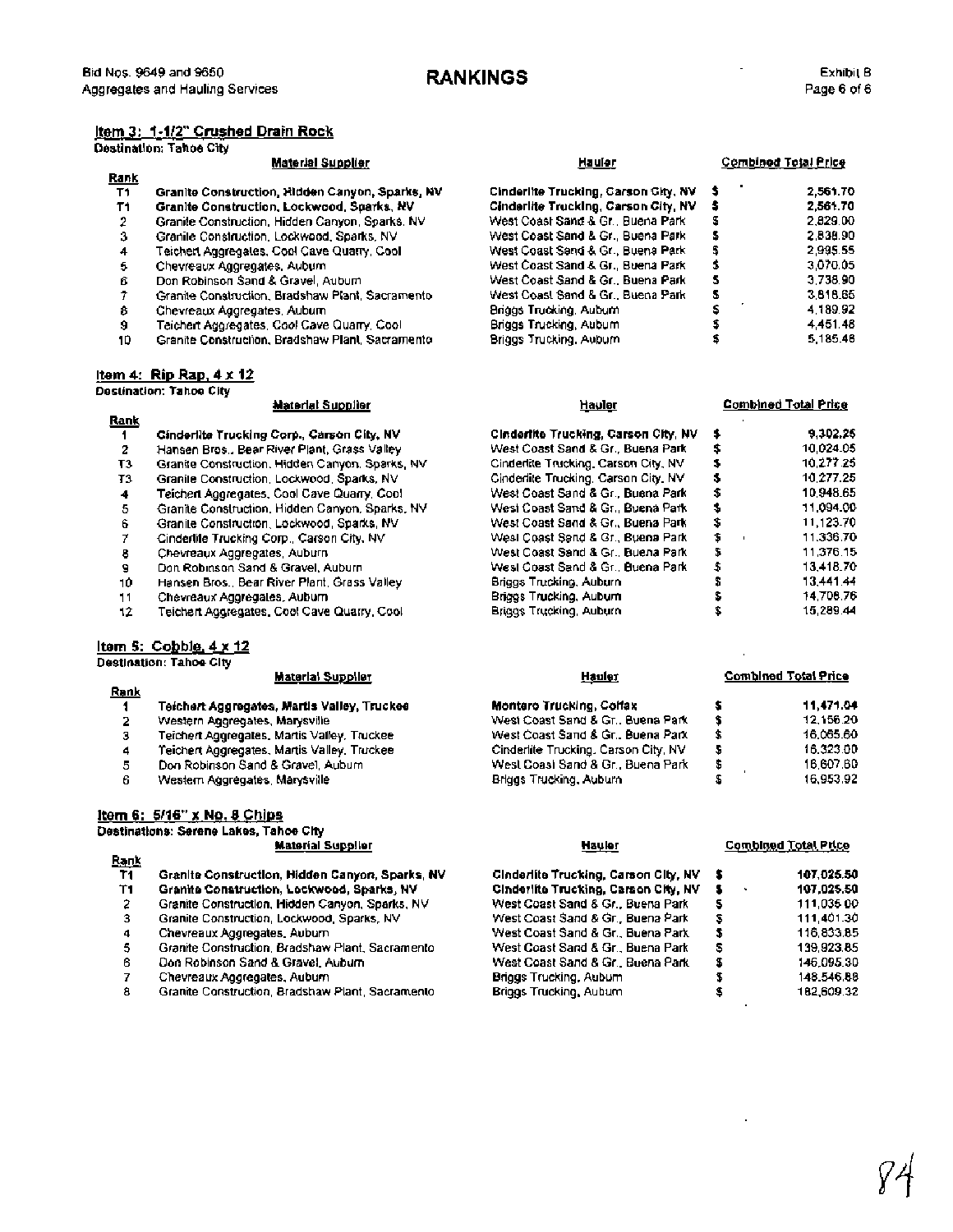Bid Nos. 9649 and 9650
Aggregates and Hauling Services

# RANKINGS

Exhibit B

## Item 3: 1-1/2" Crushed Drain Rock

**Destination: Tahoe City**

| Rank | Material Supplier | Hauler | Combined Total Price |
|---|---|---|---|
| **T1** | **Granite Construction, Hidden Canyon, Sparks, NV** | **Cinderlite Trucking, Carson City, NV** | **$ 2,561.70** |
| **T1** | **Granite Construction, Lockwood, Sparks, NV** | **Cinderlite Trucking, Carson City, NV** | **$ 2,561.70** |
| 2 | Granite Construction, Hidden Canyon, Sparks, NV | West Coast Sand & Gr., Buena Park | $ 2,829.00 |
| 3 | Granite Construction, Lockwood, Sparks, NV | West Coast Sand & Gr., Buena Park | $ 2,838.90 |
| 4 | Teichert Aggregates, Cool Cave Quarry, Cool | West Coast Sand & Gr., Buena Park | $ 2,995.55 |
| 5 | Chevreaux Aggregates, Auburn | West Coast Sand & Gr., Buena Park | $ 3,070.05 |
| 6 | Don Robinson Sand & Gravel, Auburn | West Coast Sand & Gr., Buena Park | $ 3,738.90 |
| 7 | Granite Construction, Bradshaw Plant, Sacramento | West Coast Sand & Gr., Buena Park | $ 3,818.65 |
| 8 | Chevreaux Aggregates, Auburn | Briggs Trucking, Auburn | $ 4,189.92 |
| 9 | Teichert Aggregates, Cool Cave Quarry, Cool | Briggs Trucking, Auburn | $ 4,451.48 |
| 10 | Granite Construction, Bradshaw Plant, Sacramento | Briggs Trucking, Auburn | $ 5,185.48 |

## Item 4: Rip Rap, 4 x 12

**Destination: Tahoe City**

| Rank | Material Supplier | Hauler | Combined Total Price |
|---|---|---|---|
| **1** | **Cinderlite Trucking Corp., Carson City, NV** | **Cinderlite Trucking, Carson City, NV** | **$ 9,302.25** |
| 2 | Hansen Bros., Bear River Plant, Grass Valley | West Coast Sand & Gr., Buena Park | $ 10,024.05 |
| T3 | Granite Construction, Hidden Canyon, Sparks, NV | Cinderlite Trucking, Carson City, NV | $ 10,277.25 |
| T3 | Granite Construction, Lockwood, Sparks, NV | Cinderlite Trucking, Carson City, NV | $ 10,277.25 |
| 4 | Teichert Aggregates, Cool Cave Quarry, Cool | West Coast Sand & Gr., Buena Park | $ 10,948.65 |
| 5 | Granite Construction, Hidden Canyon, Sparks, NV | West Coast Sand & Gr., Buena Park | $ 11,094.00 |
| 6 | Granite Construction, Lockwood, Sparks, NV | West Coast Sand & Gr., Buena Park | $ 11,123.70 |
| 7 | Cinderlite Trucking Corp., Carson City, NV | West Coast Sand & Gr., Buena Park | $ 11,336.70 |
| 8 | Chevreaux Aggregates, Auburn | West Coast Sand & Gr., Buena Park | $ 11,376.15 |
| 9 | Don Robinson Sand & Gravel, Auburn | West Coast Sand & Gr., Buena Park | $ 13,418.70 |
| 10 | Hansen Bros., Bear River Plant, Grass Valley | Briggs Trucking, Auburn | $ 13,441.44 |
| 11 | Chevreaux Aggregates, Auburn | Briggs Trucking, Auburn | $ 14,708.76 |
| 12 | Teichert Aggregates, Cool Cave Quarry, Cool | Briggs Trucking, Auburn | $ 15,289.44 |

## Item 5: Cobble, 4 x 12

**Destination: Tahoe City**

| Rank | Material Supplier | Hauler | Combined Total Price |
|---|---|---|---|
| **1** | **Teichert Aggregates, Martis Valley, Truckee** | **Montero Trucking, Colfax** | **$ 11,471.04** |
| 2 | Western Aggregates, Marysville | West Coast Sand & Gr., Buena Park | $ 12,156.20 |
| 3 | Teichert Aggregates, Martis Valley, Truckee | West Coast Sand & Gr., Buena Park | $ 16,065.60 |
| 4 | Teichert Aggregates, Martis Valley, Truckee | Cinderlite Trucking, Carson City, NV | $ 16,323.00 |
| 5 | Don Robinson Sand & Gravel, Auburn | West Coast Sand & Gr., Buena Park | $ 16,607.60 |
| 6 | Western Aggregates, Marysville | Briggs Trucking, Auburn | $ 16,953.92 |

## Item 6: 5/16" x No. 8 Chips

**Destinations: Serene Lakes, Tahoe City**

| Rank | Material Supplier | Hauler | Combined Total Price |
|---|---|---|---|
| **T1** | **Granite Construction, Hidden Canyon, Sparks, NV** | **Cinderlite Trucking, Carson City, NV** | **$ 107,025.50** |
| **T1** | **Granite Construction, Lockwood, Sparks, NV** | **Cinderlite Trucking, Carson City, NV** | **$ 107,025.50** |
| 2 | Granite Construction, Hidden Canyon, Sparks, NV | West Coast Sand & Gr., Buena Park | $ 111,036.00 |
| 3 | Granite Construction, Lockwood, Sparks, NV | West Coast Sand & Gr., Buena Park | $ 111,401.30 |
| 4 | Chevreaux Aggregates, Auburn | West Coast Sand & Gr., Buena Park | $ 116,833.85 |
| 5 | Granite Construction, Bradshaw Plant, Sacramento | West Coast Sand & Gr., Buena Park | $ 139,923.85 |
| 6 | Don Robinson Sand & Gravel, Auburn | West Coast Sand & Gr., Buena Park | $ 146,095.30 |
| 7 | Chevreaux Aggregates, Auburn | Briggs Trucking, Auburn | $ 148,546.88 |
| 8 | Granite Construction, Bradshaw Plant, Sacramento | Briggs Trucking, Auburn | $ 182,609.32 |